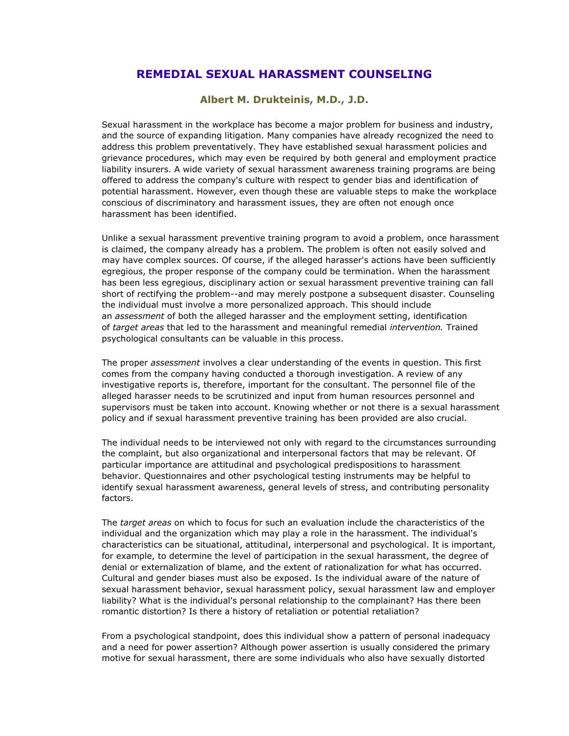# REMEDIAL SEXUAL HARASSMENT COUNSELING

### Albert M. Drukteinis, M.D., J.D.

Sexual harassment in the workplace has become a major problem for business and industry, and the source of expanding litigation. Many companies have already recognized the need to address this problem preventatively. They have established sexual harassment policies and grievance procedures, which may even be required by both general and employment practice liability insurers. A wide variety of sexual harassment awareness training programs are being offered to address the company's culture with respect to gender bias and identification of potential harassment. However, even though these are valuable steps to make the workplace conscious of discriminatory and harassment issues, they are often not enough once harassment has been identified.

Unlike a sexual harassment preventive training program to avoid a problem, once harassment is claimed, the company already has a problem. The problem is often not easily solved and may have complex sources. Of course, if the alleged harasser's actions have been sufficiently egregious, the proper response of the company could be termination. When the harassment has been less egregious, disciplinary action or sexual harassment preventive training can fall short of rectifying the problem--and may merely postpone a subsequent disaster. Counseling the individual must involve a more personalized approach. This should include an *assessment* of both the alleged harasser and the employment setting, identification of *target areas* that led to the harassment and meaningful remedial *intervention.* Trained psychological consultants can be valuable in this process.

The proper *assessment* involves a clear understanding of the events in question. This first comes from the company having conducted a thorough investigation. A review of any investigative reports is, therefore, important for the consultant. The personnel file of the alleged harasser needs to be scrutinized and input from human resources personnel and supervisors must be taken into account. Knowing whether or not there is a sexual harassment policy and if sexual harassment preventive training has been provided are also crucial.

The individual needs to be interviewed not only with regard to the circumstances surrounding the complaint, but also organizational and interpersonal factors that may be relevant. Of particular importance are attitudinal and psychological predispositions to harassment behavior. Questionnaires and other psychological testing instruments may be helpful to identify sexual harassment awareness, general levels of stress, and contributing personality factors.

The *target areas* on which to focus for such an evaluation include the characteristics of the individual and the organization which may play a role in the harassment. The individual's characteristics can be situational, attitudinal, interpersonal and psychological. It is important, for example, to determine the level of participation in the sexual harassment, the degree of denial or externalization of blame, and the extent of rationalization for what has occurred. Cultural and gender biases must also be exposed. Is the individual aware of the nature of sexual harassment behavior, sexual harassment policy, sexual harassment law and employer liability? What is the individual's personal relationship to the complainant? Has there been romantic distortion? Is there a history of retaliation or potential retaliation?

From a psychological standpoint, does this individual show a pattern of personal inadequacy and a need for power assertion? Although power assertion is usually considered the primary motive for sexual harassment, there are some individuals who also have sexually distorted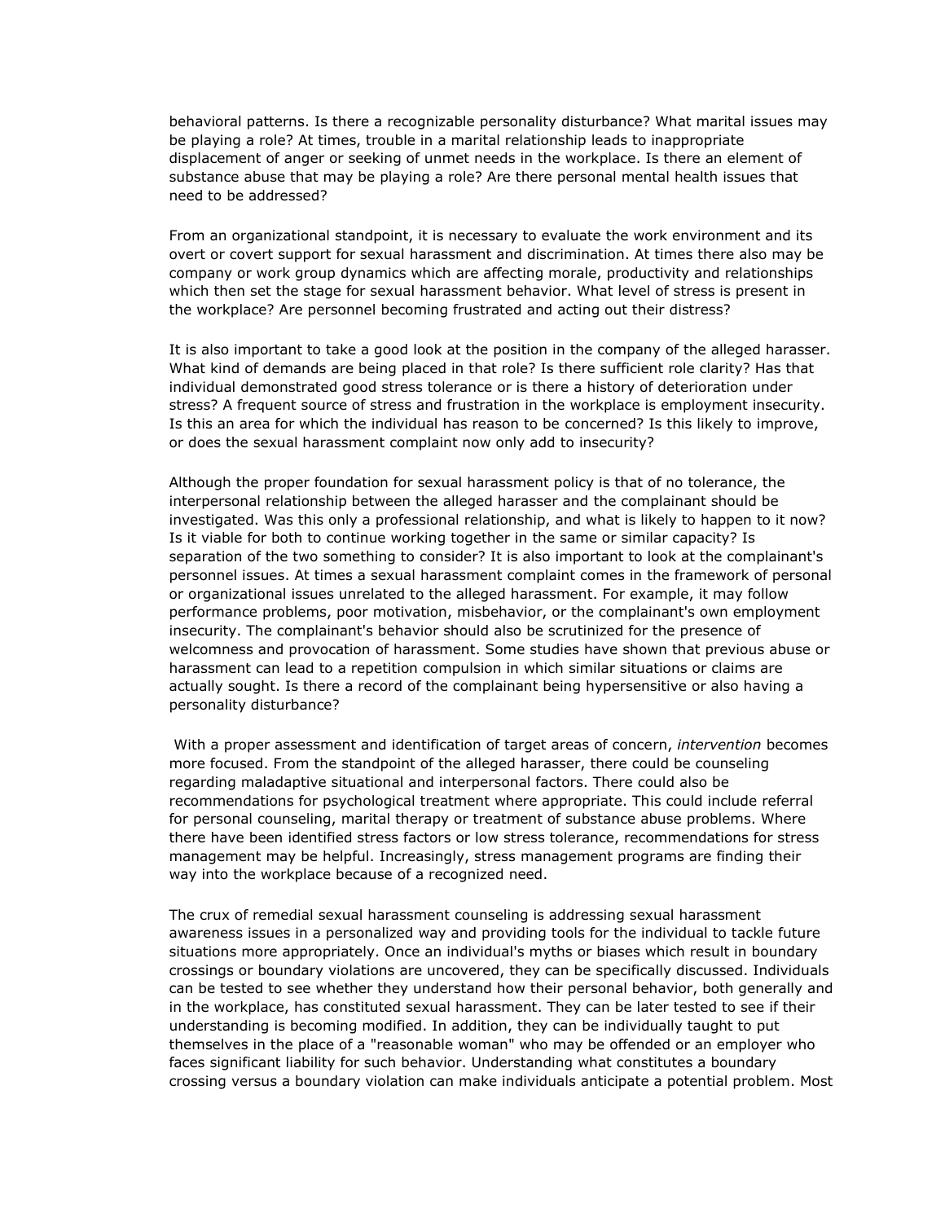behavioral patterns. Is there a recognizable personality disturbance? What marital issues may be playing a role? At times, trouble in a marital relationship leads to inappropriate displacement of anger or seeking of unmet needs in the workplace. Is there an element of substance abuse that may be playing a role? Are there personal mental health issues that need to be addressed?

From an organizational standpoint, it is necessary to evaluate the work environment and its overt or covert support for sexual harassment and discrimination. At times there also may be company or work group dynamics which are affecting morale, productivity and relationships which then set the stage for sexual harassment behavior. What level of stress is present in the workplace? Are personnel becoming frustrated and acting out their distress?

It is also important to take a good look at the position in the company of the alleged harasser. What kind of demands are being placed in that role? Is there sufficient role clarity? Has that individual demonstrated good stress tolerance or is there a history of deterioration under stress? A frequent source of stress and frustration in the workplace is employment insecurity. Is this an area for which the individual has reason to be concerned? Is this likely to improve, or does the sexual harassment complaint now only add to insecurity?

Although the proper foundation for sexual harassment policy is that of no tolerance, the interpersonal relationship between the alleged harasser and the complainant should be investigated. Was this only a professional relationship, and what is likely to happen to it now? Is it viable for both to continue working together in the same or similar capacity? Is separation of the two something to consider? It is also important to look at the complainant's personnel issues. At times a sexual harassment complaint comes in the framework of personal or organizational issues unrelated to the alleged harassment. For example, it may follow performance problems, poor motivation, misbehavior, or the complainant's own employment insecurity. The complainant's behavior should also be scrutinized for the presence of welcomness and provocation of harassment. Some studies have shown that previous abuse or harassment can lead to a repetition compulsion in which similar situations or claims are actually sought. Is there a record of the complainant being hypersensitive or also having a personality disturbance?

With a proper assessment and identification of target areas of concern, *intervention* becomes more focused. From the standpoint of the alleged harasser, there could be counseling regarding maladaptive situational and interpersonal factors. There could also be recommendations for psychological treatment where appropriate. This could include referral for personal counseling, marital therapy or treatment of substance abuse problems. Where there have been identified stress factors or low stress tolerance, recommendations for stress management may be helpful. Increasingly, stress management programs are finding their way into the workplace because of a recognized need.

The crux of remedial sexual harassment counseling is addressing sexual harassment awareness issues in a personalized way and providing tools for the individual to tackle future situations more appropriately. Once an individual's myths or biases which result in boundary crossings or boundary violations are uncovered, they can be specifically discussed. Individuals can be tested to see whether they understand how their personal behavior, both generally and in the workplace, has constituted sexual harassment. They can be later tested to see if their understanding is becoming modified. In addition, they can be individually taught to put themselves in the place of a "reasonable woman" who may be offended or an employer who faces significant liability for such behavior. Understanding what constitutes a boundary crossing versus a boundary violation can make individuals anticipate a potential problem. Most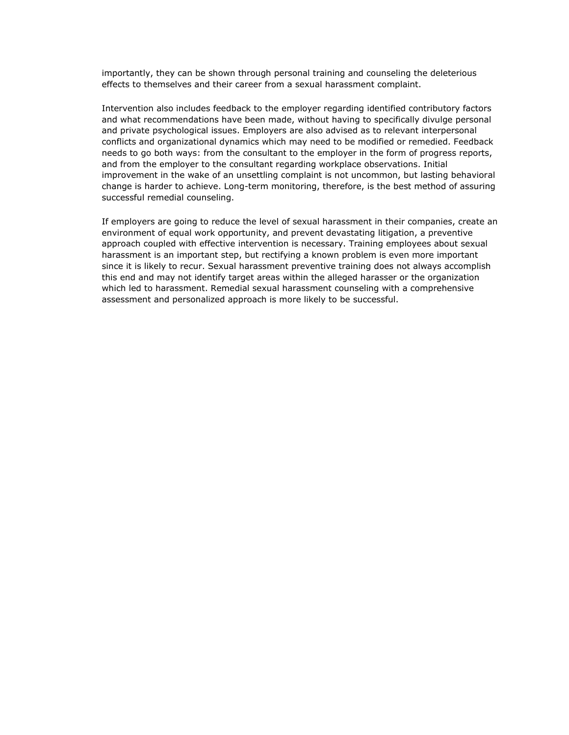importantly, they can be shown through personal training and counseling the deleterious effects to themselves and their career from a sexual harassment complaint.

Intervention also includes feedback to the employer regarding identified contributory factors and what recommendations have been made, without having to specifically divulge personal and private psychological issues. Employers are also advised as to relevant interpersonal conflicts and organizational dynamics which may need to be modified or remedied. Feedback needs to go both ways: from the consultant to the employer in the form of progress reports, and from the employer to the consultant regarding workplace observations. Initial improvement in the wake of an unsettling complaint is not uncommon, but lasting behavioral change is harder to achieve. Long-term monitoring, therefore, is the best method of assuring successful remedial counseling.

If employers are going to reduce the level of sexual harassment in their companies, create an environment of equal work opportunity, and prevent devastating litigation, a preventive approach coupled with effective intervention is necessary. Training employees about sexual harassment is an important step, but rectifying a known problem is even more important since it is likely to recur. Sexual harassment preventive training does not always accomplish this end and may not identify target areas within the alleged harasser or the organization which led to harassment. Remedial sexual harassment counseling with a comprehensive assessment and personalized approach is more likely to be successful.